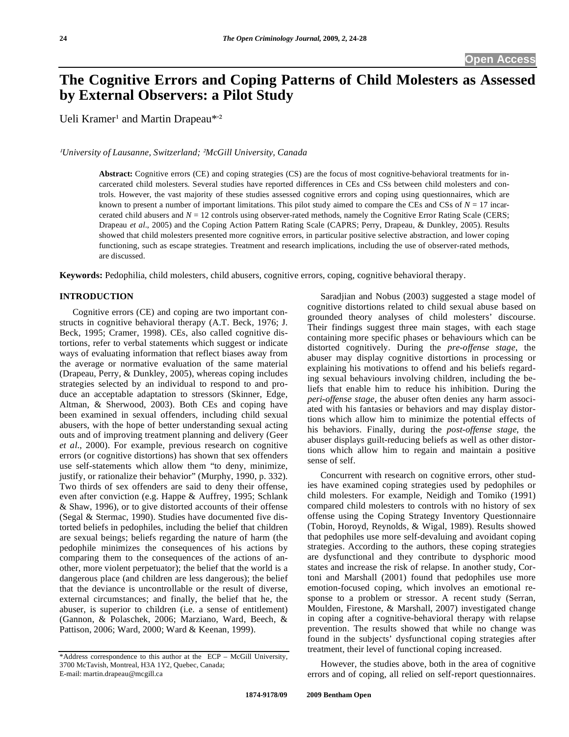# The Cognitive Errors and Coping Patterns of Child Molesters as Assessed by External Observers: a Pilot Study

Ueli Kramer[1] and Martin Drapeau*[,2]

[1]University of Lausanne, Switzerland; [2]McGill University, Canada

**Abstract:** Cognitive errors (CE) and coping strategies (CS) are the focus of most cognitive-behavioral treatments for incarcerated child molesters. Several studies have reported differences in CEs and CSs between child molesters and controls. However, the vast majority of these studies assessed cognitive errors and coping using questionnaires, which are known to present a number of important limitations. This pilot study aimed to compare the CEs and CSs of *N* = 17 incarcerated child abusers and *N* = 12 controls using observer-rated methods, namely the Cognitive Error Rating Scale (CERS; Drapeau *et al*., 2005) and the Coping Action Pattern Rating Scale (CAPRS; Perry, Drapeau, & Dunkley, 2005). Results showed that child molesters presented more cognitive errors, in particular positive selective abstraction, and lower coping functioning, such as escape strategies. Treatment and research implications, including the use of observer-rated methods, are discussed.

**Keywords:** Pedophilia, child molesters, child abusers, cognitive errors, coping, cognitive behavioral therapy.

## INTRODUCTION

Cognitive errors (CE) and coping are two important constructs in cognitive behavioral therapy (A.T. Beck, 1976; J. Beck, 1995; Cramer, 1998). CEs, also called cognitive distortions, refer to verbal statements which suggest or indicate ways of evaluating information that reflect biases away from the average or normative evaluation of the same material (Drapeau, Perry, & Dunkley, 2005), whereas coping includes strategies selected by an individual to respond to and produce an acceptable adaptation to stressors (Skinner, Edge, Altman, & Sherwood, 2003). Both CEs and coping have been examined in sexual offenders, including child sexual abusers, with the hope of better understanding sexual acting outs and of improving treatment planning and delivery (Geer *et al*., 2000). For example, previous research on cognitive errors (or cognitive distortions) has shown that sex offenders use self-statements which allow them "to deny, minimize, justify, or rationalize their behavior" (Murphy, 1990, p. 332). Two thirds of sex offenders are said to deny their offense, even after conviction (e.g. Happe & Auffrey, 1995; Schlank & Shaw, 1996), or to give distorted accounts of their offense (Segal & Stermac, 1990). Studies have documented five distorted beliefs in pedophiles, including the belief that children are sexual beings; beliefs regarding the nature of harm (the pedophile minimizes the consequences of his actions by comparing them to the consequences of the actions of another, more violent perpetuator); the belief that the world is a dangerous place (and children are less dangerous); the belief that the deviance is uncontrollable or the result of diverse, external circumstances; and finally, the belief that he, the abuser, is superior to children (i.e. a sense of entitlement) (Gannon, & Polaschek, 2006; Marziano, Ward, Beech, & Pattison, 2006; Ward, 2000; Ward & Keenan, 1999).

Saradjian and Nobus (2003) suggested a stage model of cognitive distortions related to child sexual abuse based on grounded theory analyses of child molesters' discourse. Their findings suggest three main stages, with each stage containing more specific phases or behaviours which can be distorted cognitively. During the *pre-offense stage*, the abuser may display cognitive distortions in processing or explaining his motivations to offend and his beliefs regarding sexual behaviours involving children, including the beliefs that enable him to reduce his inhibition. During the *peri-offense stage*, the abuser often denies any harm associated with his fantasies or behaviors and may display distortions which allow him to minimize the potential effects of his behaviors. Finally, during the *post-offense stage*, the abuser displays guilt-reducing beliefs as well as other distortions which allow him to regain and maintain a positive sense of self.

Concurrent with research on cognitive errors, other studies have examined coping strategies used by pedophiles or child molesters. For example, Neidigh and Tomiko (1991) compared child molesters to controls with no history of sex offense using the Coping Strategy Inventory Questionnaire (Tobin, Horoyd, Reynolds, & Wigal, 1989). Results showed that pedophiles use more self-devaluing and avoidant coping strategies. According to the authors, these coping strategies are dysfunctional and they contribute to dysphoric mood states and increase the risk of relapse. In another study, Cortoni and Marshall (2001) found that pedophiles use more emotion-focused coping, which involves an emotional response to a problem or stressor. A recent study (Serran, Moulden, Firestone, & Marshall, 2007) investigated change in coping after a cognitive-behavioral therapy with relapse prevention. The results showed that while no change was found in the subjects' dysfunctional coping strategies after treatment, their level of functional coping increased.

However, the studies above, both in the area of cognitive errors and of coping, all relied on self-report questionnaires.

*Address correspondence to this author at the ECP – McGill University, 3700 McTavish, Montreal, H3A 1Y2, Quebec, Canada; E-mail: martin.drapeau@mcgill.ca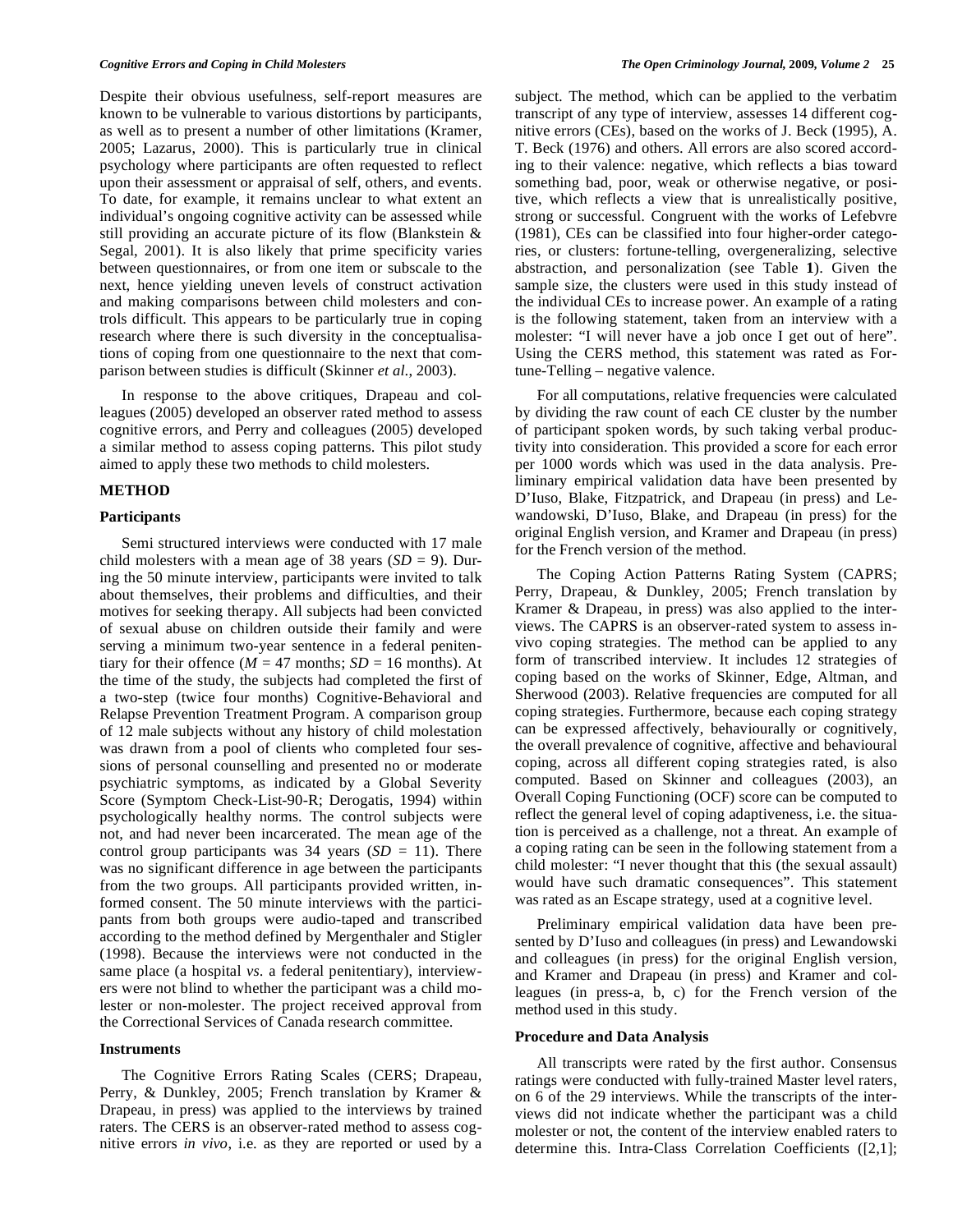Despite their obvious usefulness, self-report measures are known to be vulnerable to various distortions by participants, as well as to present a number of other limitations (Kramer, 2005; Lazarus, 2000). This is particularly true in clinical psychology where participants are often requested to reflect upon their assessment or appraisal of self, others, and events. To date, for example, it remains unclear to what extent an individual's ongoing cognitive activity can be assessed while still providing an accurate picture of its flow (Blankstein & Segal, 2001). It is also likely that prime specificity varies between questionnaires, or from one item or subscale to the next, hence yielding uneven levels of construct activation and making comparisons between child molesters and controls difficult. This appears to be particularly true in coping research where there is such diversity in the conceptualisations of coping from one questionnaire to the next that comparison between studies is difficult (Skinner *et al.*, 2003).

In response to the above critiques, Drapeau and colleagues (2005) developed an observer rated method to assess cognitive errors, and Perry and colleagues (2005) developed a similar method to assess coping patterns. This pilot study aimed to apply these two methods to child molesters.

## METHOD

### Participants

Semi structured interviews were conducted with 17 male child molesters with a mean age of 38 years (*SD* = 9). During the 50 minute interview, participants were invited to talk about themselves, their problems and difficulties, and their motives for seeking therapy. All subjects had been convicted of sexual abuse on children outside their family and were serving a minimum two-year sentence in a federal penitentiary for their offence (*M* = 47 months; *SD* = 16 months). At the time of the study, the subjects had completed the first of a two-step (twice four months) Cognitive-Behavioral and Relapse Prevention Treatment Program. A comparison group of 12 male subjects without any history of child molestation was drawn from a pool of clients who completed four sessions of personal counselling and presented no or moderate psychiatric symptoms, as indicated by a Global Severity Score (Symptom Check-List-90-R; Derogatis, 1994) within psychologically healthy norms. The control subjects were not, and had never been incarcerated. The mean age of the control group participants was 34 years (*SD* = 11). There was no significant difference in age between the participants from the two groups. All participants provided written, informed consent. The 50 minute interviews with the participants from both groups were audio-taped and transcribed according to the method defined by Mergenthaler and Stigler (1998). Because the interviews were not conducted in the same place (a hospital *vs.* a federal penitentiary), interviewers were not blind to whether the participant was a child molester or non-molester. The project received approval from the Correctional Services of Canada research committee.

### Instruments

The Cognitive Errors Rating Scales (CERS; Drapeau, Perry, & Dunkley, 2005; French translation by Kramer & Drapeau, in press) was applied to the interviews by trained raters. The CERS is an observer-rated method to assess cognitive errors *in vivo*, i.e. as they are reported or used by a subject. The method, which can be applied to the verbatim transcript of any type of interview, assesses 14 different cognitive errors (CEs), based on the works of J. Beck (1995), A. T. Beck (1976) and others. All errors are also scored according to their valence: negative, which reflects a bias toward something bad, poor, weak or otherwise negative, or positive, which reflects a view that is unrealistically positive, strong or successful. Congruent with the works of Lefebvre (1981), CEs can be classified into four higher-order categories, or clusters: fortune-telling, overgeneralizing, selective abstraction, and personalization (see Table **1**). Given the sample size, the clusters were used in this study instead of the individual CEs to increase power. An example of a rating is the following statement, taken from an interview with a molester: "I will never have a job once I get out of here". Using the CERS method, this statement was rated as Fortune-Telling – negative valence.

For all computations, relative frequencies were calculated by dividing the raw count of each CE cluster by the number of participant spoken words, by such taking verbal productivity into consideration. This provided a score for each error per 1000 words which was used in the data analysis. Preliminary empirical validation data have been presented by D'Iuso, Blake, Fitzpatrick, and Drapeau (in press) and Lewandowski, D'Iuso, Blake, and Drapeau (in press) for the original English version, and Kramer and Drapeau (in press) for the French version of the method.

The Coping Action Patterns Rating System (CAPRS; Perry, Drapeau, & Dunkley, 2005; French translation by Kramer & Drapeau, in press) was also applied to the interviews. The CAPRS is an observer-rated system to assess in-vivo coping strategies. The method can be applied to any form of transcribed interview. It includes 12 strategies of coping based on the works of Skinner, Edge, Altman, and Sherwood (2003). Relative frequencies are computed for all coping strategies. Furthermore, because each coping strategy can be expressed affectively, behaviourally or cognitively, the overall prevalence of cognitive, affective and behavioural coping, across all different coping strategies rated, is also computed. Based on Skinner and colleagues (2003), an Overall Coping Functioning (OCF) score can be computed to reflect the general level of coping adaptiveness, i.e. the situation is perceived as a challenge, not a threat. An example of a coping rating can be seen in the following statement from a child molester: "I never thought that this (the sexual assault) would have such dramatic consequences". This statement was rated as an Escape strategy, used at a cognitive level.

Preliminary empirical validation data have been presented by D'Iuso and colleagues (in press) and Lewandowski and colleagues (in press) for the original English version, and Kramer and Drapeau (in press) and Kramer and colleagues (in press-a, b, c) for the French version of the method used in this study.

### Procedure and Data Analysis

All transcripts were rated by the first author. Consensus ratings were conducted with fully-trained Master level raters, on 6 of the 29 interviews. While the transcripts of the interviews did not indicate whether the participant was a child molester or not, the content of the interview enabled raters to determine this. Intra-Class Correlation Coefficients ([2,1];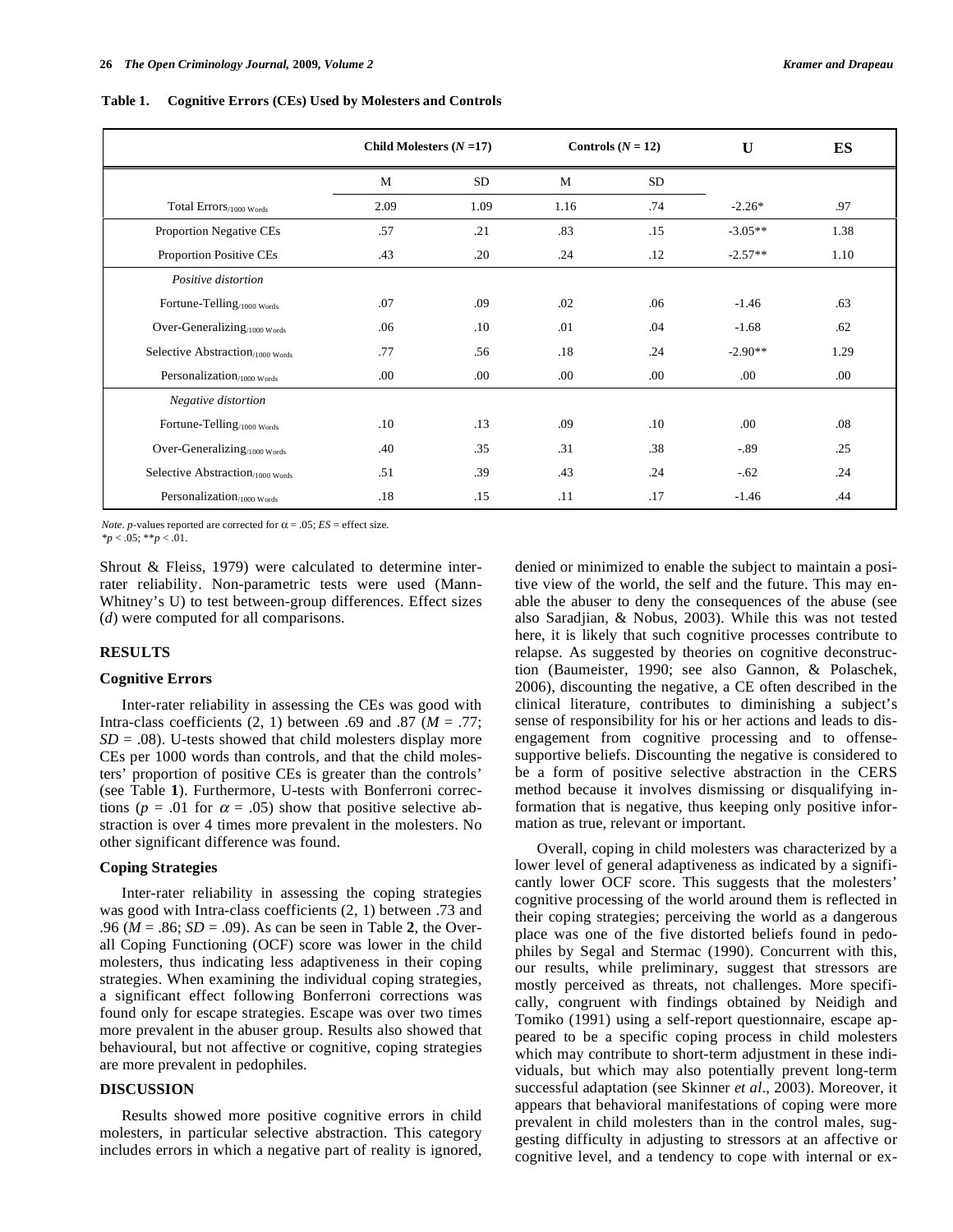**Table 1. Cognitive Errors (CEs) Used by Molesters and Controls**

| | Child Molesters ($N$ =17) | | Controls ($N$ = 12) | | U | ES |
|---|---|---|---|---|---|---|
| | M | SD | M | SD | | |
| Total Errors$_{/1000\ Words}$ | 2.09 | 1.09 | 1.16 | .74 | -2.26* | .97 |
| Proportion Negative CEs | .57 | .21 | .83 | .15 | -3.05** | 1.38 |
| Proportion Positive CEs | .43 | .20 | .24 | .12 | -2.57** | 1.10 |
| *Positive distortion* | | | | | | |
| Fortune-Telling$_{/1000\ Words}$ | .07 | .09 | .02 | .06 | -1.46 | .63 |
| Over-Generalizing$_{/1000\ Words}$ | .06 | .10 | .01 | .04 | -1.68 | .62 |
| Selective Abstraction$_{/1000\ Words}$ | .77 | .56 | .18 | .24 | -2.90** | 1.29 |
| Personalization$_{/1000\ Words}$ | .00 | .00 | .00 | .00 | .00 | .00 |
| *Negative distortion* | | | | | | |
| Fortune-Telling$_{/1000\ Words}$ | .10 | .13 | .09 | .10 | .00 | .08 |
| Over-Generalizing$_{/1000\ Words}$ | .40 | .35 | .31 | .38 | -.89 | .25 |
| Selective Abstraction$_{/1000\ Words}$ | .51 | .39 | .43 | .24 | -.62 | .24 |
| Personalization$_{/1000\ Words}$ | .18 | .15 | .11 | .17 | -1.46 | .44 |

*Note*. *p*-values reported are corrected for $\alpha = .05$; *ES* = effect size.
$*p < .05$; $**p < .01$.

Shrout & Fleiss, 1979) were calculated to determine inter-rater reliability. Non-parametric tests were used (Mann-Whitney's U) to test between-group differences. Effect sizes ($d$) were computed for all comparisons.

## RESULTS

### Cognitive Errors

Inter-rater reliability in assessing the CEs was good with Intra-class coefficients (2, 1) between .69 and .87 ($M$ = .77; $SD$ = .08). U-tests showed that child molesters display more CEs per 1000 words than controls, and that the child molesters' proportion of positive CEs is greater than the controls' (see Table **1**). Furthermore, U-tests with Bonferroni corrections ($p$ = .01 for $\alpha$ = .05) show that positive selective abstraction is over 4 times more prevalent in the molesters. No other significant difference was found.

### Coping Strategies

Inter-rater reliability in assessing the coping strategies was good with Intra-class coefficients (2, 1) between .73 and .96 ($M$ = .86; $SD$ = .09). As can be seen in Table **2**, the Overall Coping Functioning (OCF) score was lower in the child molesters, thus indicating less adaptiveness in their coping strategies. When examining the individual coping strategies, a significant effect following Bonferroni corrections was found only for escape strategies. Escape was over two times more prevalent in the abuser group. Results also showed that behavioural, but not affective or cognitive, coping strategies are more prevalent in pedophiles.

## DISCUSSION

Results showed more positive cognitive errors in child molesters, in particular selective abstraction. This category includes errors in which a negative part of reality is ignored, denied or minimized to enable the subject to maintain a positive view of the world, the self and the future. This may enable the abuser to deny the consequences of the abuse (see also Saradjian, & Nobus, 2003). While this was not tested here, it is likely that such cognitive processes contribute to relapse. As suggested by theories on cognitive deconstruction (Baumeister, 1990; see also Gannon, & Polaschek, 2006), discounting the negative, a CE often described in the clinical literature, contributes to diminishing a subject's sense of responsibility for his or her actions and leads to disengagement from cognitive processing and to offense-supportive beliefs. Discounting the negative is considered to be a form of positive selective abstraction in the CERS method because it involves dismissing or disqualifying information that is negative, thus keeping only positive information as true, relevant or important.

Overall, coping in child molesters was characterized by a lower level of general adaptiveness as indicated by a significantly lower OCF score. This suggests that the molesters' cognitive processing of the world around them is reflected in their coping strategies; perceiving the world as a dangerous place was one of the five distorted beliefs found in pedophiles by Segal and Stermac (1990). Concurrent with this, our results, while preliminary, suggest that stressors are mostly perceived as threats, not challenges. More specifically, congruent with findings obtained by Neidigh and Tomiko (1991) using a self-report questionnaire, escape appeared to be a specific coping process in child molesters which may contribute to short-term adjustment in these individuals, but which may also potentially prevent long-term successful adaptation (see Skinner *et al*., 2003). Moreover, it appears that behavioral manifestations of coping were more prevalent in child molesters than in the control males, suggesting difficulty in adjusting to stressors at an affective or cognitive level, and a tendency to cope with internal or ex-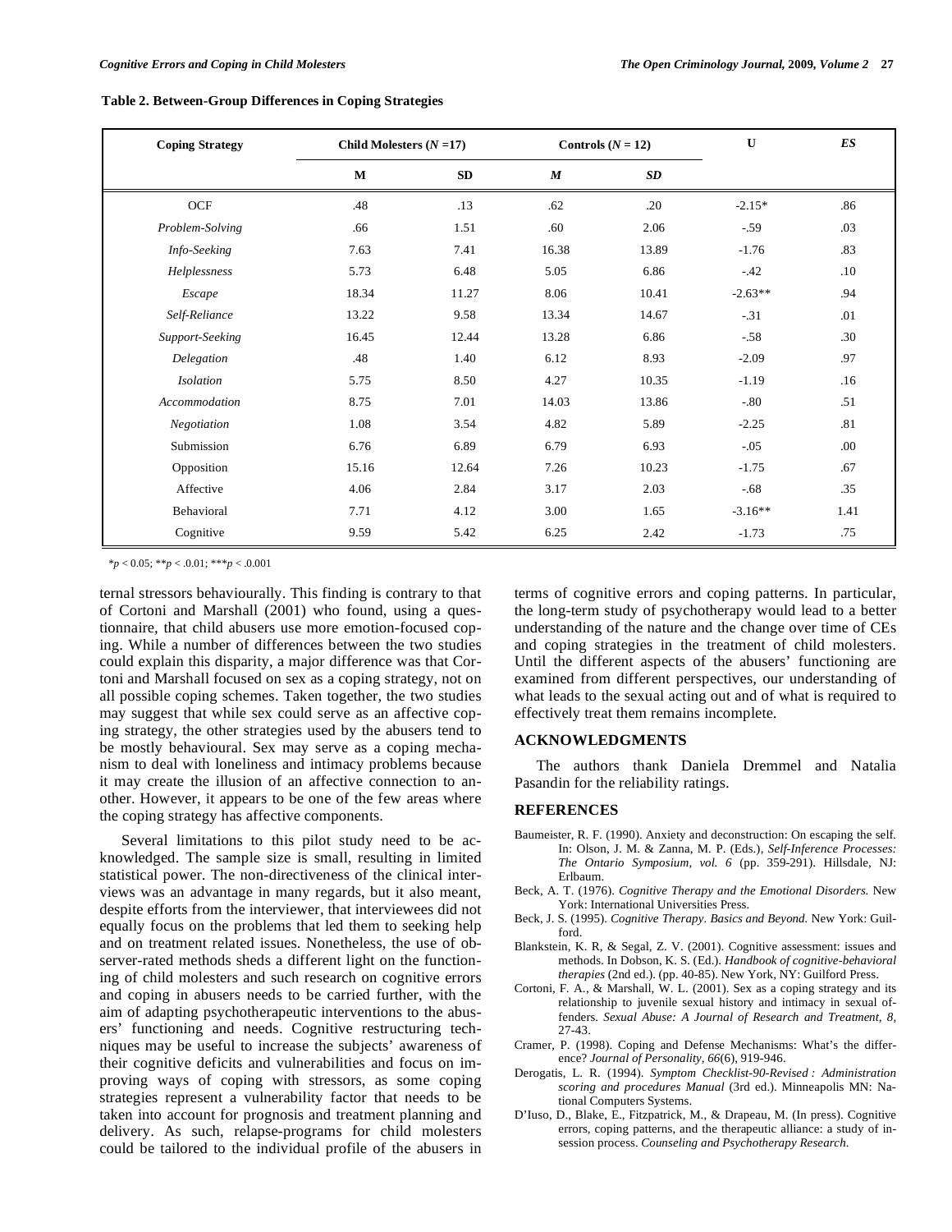**Table 2. Between-Group Differences in Coping Strategies**

| Coping Strategy | Child Molesters ($N$ =17) | | Controls ($N$ = 12) | | U | *ES* |
|---|---|---|---|---|---|---|
| | M | SD | *M* | *SD* | | |
| OCF | .48 | .13 | .62 | .20 | -2.15* | .86 |
| *Problem-Solving* | .66 | 1.51 | .60 | 2.06 | -.59 | .03 |
| *Info-Seeking* | 7.63 | 7.41 | 16.38 | 13.89 | -1.76 | .83 |
| *Helplessness* | 5.73 | 6.48 | 5.05 | 6.86 | -.42 | .10 |
| *Escape* | 18.34 | 11.27 | 8.06 | 10.41 | -2.63** | .94 |
| *Self-Reliance* | 13.22 | 9.58 | 13.34 | 14.67 | -.31 | .01 |
| *Support-Seeking* | 16.45 | 12.44 | 13.28 | 6.86 | -.58 | .30 |
| *Delegation* | .48 | 1.40 | 6.12 | 8.93 | -2.09 | .97 |
| *Isolation* | 5.75 | 8.50 | 4.27 | 10.35 | -1.19 | .16 |
| *Accommodation* | 8.75 | 7.01 | 14.03 | 13.86 | -.80 | .51 |
| *Negotiation* | 1.08 | 3.54 | 4.82 | 5.89 | -2.25 | .81 |
| Submission | 6.76 | 6.89 | 6.79 | 6.93 | -.05 | .00 |
| Opposition | 15.16 | 12.64 | 7.26 | 10.23 | -1.75 | .67 |
| Affective | 4.06 | 2.84 | 3.17 | 2.03 | -.68 | .35 |
| Behavioral | 7.71 | 4.12 | 3.00 | 1.65 | -3.16** | 1.41 |
| Cognitive | 9.59 | 5.42 | 6.25 | 2.42 | -1.73 | .75 |

*$p < 0.05$; **$p < .0.01$; ***$p < .0.001$

ternal stressors behaviourally. This finding is contrary to that of Cortoni and Marshall (2001) who found, using a questionnaire, that child abusers use more emotion-focused coping. While a number of differences between the two studies could explain this disparity, a major difference was that Cortoni and Marshall focused on sex as a coping strategy, not on all possible coping schemes. Taken together, the two studies may suggest that while sex could serve as an affective coping strategy, the other strategies used by the abusers tend to be mostly behavioural. Sex may serve as a coping mechanism to deal with loneliness and intimacy problems because it may create the illusion of an affective connection to another. However, it appears to be one of the few areas where the coping strategy has affective components.

Several limitations to this pilot study need to be acknowledged. The sample size is small, resulting in limited statistical power. The non-directiveness of the clinical interviews was an advantage in many regards, but it also meant, despite efforts from the interviewer, that interviewees did not equally focus on the problems that led them to seeking help and on treatment related issues. Nonetheless, the use of observer-rated methods sheds a different light on the functioning of child molesters and such research on cognitive errors and coping in abusers needs to be carried further, with the aim of adapting psychotherapeutic interventions to the abusers' functioning and needs. Cognitive restructuring techniques may be useful to increase the subjects' awareness of their cognitive deficits and vulnerabilities and focus on improving ways of coping with stressors, as some coping strategies represent a vulnerability factor that needs to be taken into account for prognosis and treatment planning and delivery. As such, relapse-programs for child molesters could be tailored to the individual profile of the abusers in terms of cognitive errors and coping patterns. In particular, the long-term study of psychotherapy would lead to a better understanding of the nature and the change over time of CEs and coping strategies in the treatment of child molesters. Until the different aspects of the abusers' functioning are examined from different perspectives, our understanding of what leads to the sexual acting out and of what is required to effectively treat them remains incomplete.

## ACKNOWLEDGMENTS

The authors thank Daniela Dremmel and Natalia Pasandin for the reliability ratings.

## REFERENCES

- Baumeister, R. F. (1990). Anxiety and deconstruction: On escaping the self. In: Olson, J. M. & Zanna, M. P. (Eds.), *Self-Inference Processes: The Ontario Symposium, vol. 6* (pp. 359-291). Hillsdale, NJ: Erlbaum.
- Beck, A. T. (1976). *Cognitive Therapy and the Emotional Disorders.* New York: International Universities Press.
- Beck, J. S. (1995). *Cognitive Therapy. Basics and Beyond.* New York: Guilford.
- Blankstein, K. R, & Segal, Z. V. (2001). Cognitive assessment: issues and methods. In Dobson, K. S. (Ed.). *Handbook of cognitive-behavioral therapies* (2nd ed.). (pp. 40-85). New York, NY: Guilford Press.
- Cortoni, F. A., & Marshall, W. L. (2001). Sex as a coping strategy and its relationship to juvenile sexual history and intimacy in sexual offenders. *Sexual Abuse: A Journal of Research and Treatment, 8*, 27-43.
- Cramer, P. (1998). Coping and Defense Mechanisms: What's the difference? *Journal of Personality, 66*(6), 919-946.
- Derogatis, L. R. (1994). *Symptom Checklist-90-Revised : Administration scoring and procedures Manual* (3rd ed.). Minneapolis MN: National Computers Systems.
- D'Iuso, D., Blake, E., Fitzpatrick, M., & Drapeau, M. (In press). Cognitive errors, coping patterns, and the therapeutic alliance: a study of in-session process. *Counseling and Psychotherapy Research.*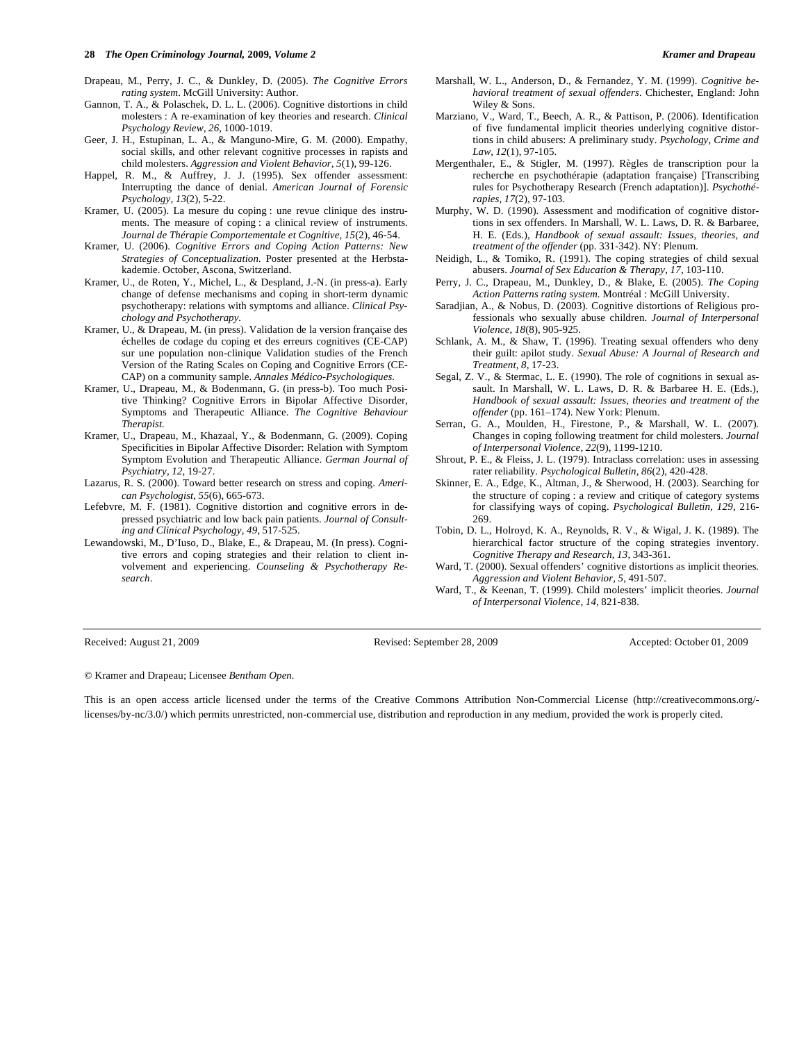Drapeau, M., Perry, J. C., & Dunkley, D. (2005). *The Cognitive Errors rating system*. McGill University: Author.

Gannon, T. A., & Polaschek, D. L. L. (2006). Cognitive distortions in child molesters : A re-examination of key theories and research. *Clinical Psychology Review, 26*, 1000-1019.

Geer, J. H., Estupinan, L. A., & Manguno-Mire, G. M. (2000). Empathy, social skills, and other relevant cognitive processes in rapists and child molesters. *Aggression and Violent Behavior, 5*(1), 99-126.

Happel, R. M., & Auffrey, J. J. (1995). Sex offender assessment: Interrupting the dance of denial. *American Journal of Forensic Psychology, 13*(2), 5-22.

Kramer, U. (2005). La mesure du coping : une revue clinique des instruments. The measure of coping : a clinical review of instruments. *Journal de Thérapie Comportementale et Cognitive, 15*(2), 46-54.

Kramer, U. (2006). *Cognitive Errors and Coping Action Patterns: New Strategies of Conceptualization*. Poster presented at the Herbstakademie. October, Ascona, Switzerland.

Kramer, U., de Roten, Y., Michel, L., & Despland, J.-N. (in press-a). Early change of defense mechanisms and coping in short-term dynamic psychotherapy: relations with symptoms and alliance. *Clinical Psychology and Psychotherapy.*

Kramer, U., & Drapeau, M. (in press). Validation de la version française des échelles de codage du coping et des erreurs cognitives (CE-CAP) sur une population non-clinique Validation studies of the French Version of the Rating Scales on Coping and Cognitive Errors (CE-CAP) on a community sample. *Annales Médico-Psychologiques.*

Kramer, U., Drapeau, M., & Bodenmann, G. (in press-b). Too much Positive Thinking? Cognitive Errors in Bipolar Affective Disorder, Symptoms and Therapeutic Alliance. *The Cognitive Behaviour Therapist.*

Kramer, U., Drapeau, M., Khazaal, Y., & Bodenmann, G. (2009). Coping Specificities in Bipolar Affective Disorder: Relation with Symptom Symptom Evolution and Therapeutic Alliance. *German Journal of Psychiatry, 12*, 19-27.

Lazarus, R. S. (2000). Toward better research on stress and coping. *American Psychologist, 55*(6), 665-673.

Lefebvre, M. F. (1981). Cognitive distortion and cognitive errors in depressed psychiatric and low back pain patients. *Journal of Consulting and Clinical Psychology, 49*, 517-525.

Lewandowski, M., D'Iuso, D., Blake, E., & Drapeau, M. (In press). Cognitive errors and coping strategies and their relation to client involvement and experiencing. *Counseling & Psychotherapy Research*.

Marshall, W. L., Anderson, D., & Fernandez, Y. M. (1999). *Cognitive behavioral treatment of sexual offenders*. Chichester, England: John Wiley & Sons.

Marziano, V., Ward, T., Beech, A. R., & Pattison, P. (2006). Identification of five fundamental implicit theories underlying cognitive distortions in child abusers: A preliminary study. *Psychology, Crime and Law, 12*(1), 97-105.

Mergenthaler, E., & Stigler, M. (1997). Règles de transcription pour la recherche en psychothérapie (adaptation française) [Transcribing rules for Psychotherapy Research (French adaptation)]. *Psychothérapies, 17*(2), 97-103.

Murphy, W. D. (1990). Assessment and modification of cognitive distortions in sex offenders. In Marshall, W. L. Laws, D. R. & Barbaree, H. E. (Eds.), *Handbook of sexual assault: Issues, theories, and treatment of the offender* (pp. 331-342). NY: Plenum.

Neidigh, L., & Tomiko, R. (1991). The coping strategies of child sexual abusers. *Journal of Sex Education & Therapy, 17*, 103-110.

Perry, J. C., Drapeau, M., Dunkley, D., & Blake, E. (2005). *The Coping Action Patterns rating system.* Montréal : McGill University.

Saradjian, A., & Nobus, D. (2003). Cognitive distortions of Religious professionals who sexually abuse children. *Journal of Interpersonal Violence, 18*(8), 905-925.

Schlank, A. M., & Shaw, T. (1996). Treating sexual offenders who deny their guilt: apilot study. *Sexual Abuse: A Journal of Research and Treatment, 8*, 17-23.

Segal, Z. V., & Stermac, L. E. (1990). The role of cognitions in sexual assault. In Marshall, W. L. Laws, D. R. & Barbaree H. E. (Eds.), *Handbook of sexual assault: Issues, theories and treatment of the offender* (pp. 161–174). New York: Plenum.

Serran, G. A., Moulden, H., Firestone, P., & Marshall, W. L. (2007). Changes in coping following treatment for child molesters. *Journal of Interpersonal Violence, 22*(9), 1199-1210.

Shrout, P. E., & Fleiss, J. L. (1979). Intraclass correlation: uses in assessing rater reliability. *Psychological Bulletin, 86*(2), 420-428.

Skinner, E. A., Edge, K., Altman, J., & Sherwood, H. (2003). Searching for the structure of coping : a review and critique of category systems for classifying ways of coping. *Psychological Bulletin, 129*, 216-269.

Tobin, D. L., Holroyd, K. A., Reynolds, R. V., & Wigal, J. K. (1989). The hierarchical factor structure of the coping strategies inventory. *Cognitive Therapy and Research, 13*, 343-361.

Ward, T. (2000). Sexual offenders' cognitive distortions as implicit theories. *Aggression and Violent Behavior, 5*, 491-507.

Ward, T., & Keenan, T. (1999). Child molesters' implicit theories. *Journal of Interpersonal Violence, 14*, 821-838.

---

Received: August 21, 2009 Revised: September 28, 2009 Accepted: October 01, 2009

© Kramer and Drapeau; Licensee *Bentham Open.*

This is an open access article licensed under the terms of the Creative Commons Attribution Non-Commercial License (http://creativecommons.org/-licenses/by-nc/3.0/) which permits unrestricted, non-commercial use, distribution and reproduction in any medium, provided the work is properly cited.